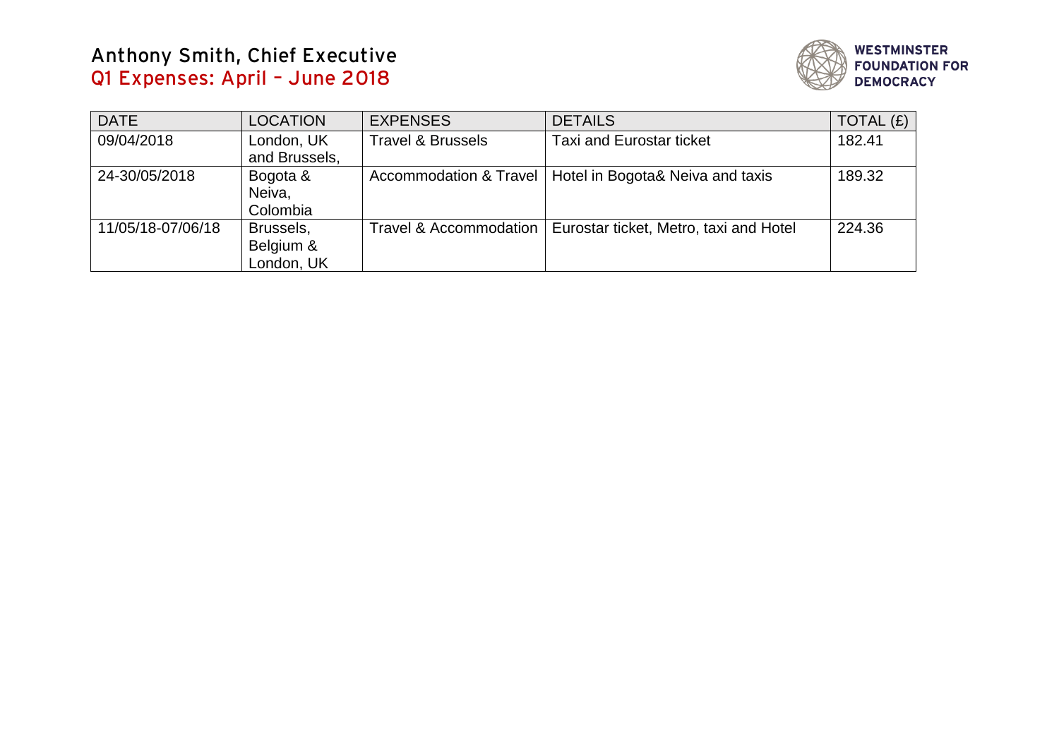# Anthony Smith, Chief Executive

## Q1 Expenses: April – June 2018

WESTMINSTER FOUNDATION FOR DEMOCRACY

| DATE | LOCATION | EXPENSES | DETAILS | TOTAL (£) |
|---|---|---|---|---|
| 09/04/2018 | London, UK and Brussels, | Travel & Brussels | Taxi and Eurostar ticket | 182.41 |
| 24-30/05/2018 | Bogota & Neiva, Colombia | Accommodation & Travel | Hotel in Bogota& Neiva and taxis | 189.32 |
| 11/05/18-07/06/18 | Brussels, Belgium & London, UK | Travel & Accommodation | Eurostar ticket, Metro, taxi and Hotel | 224.36 |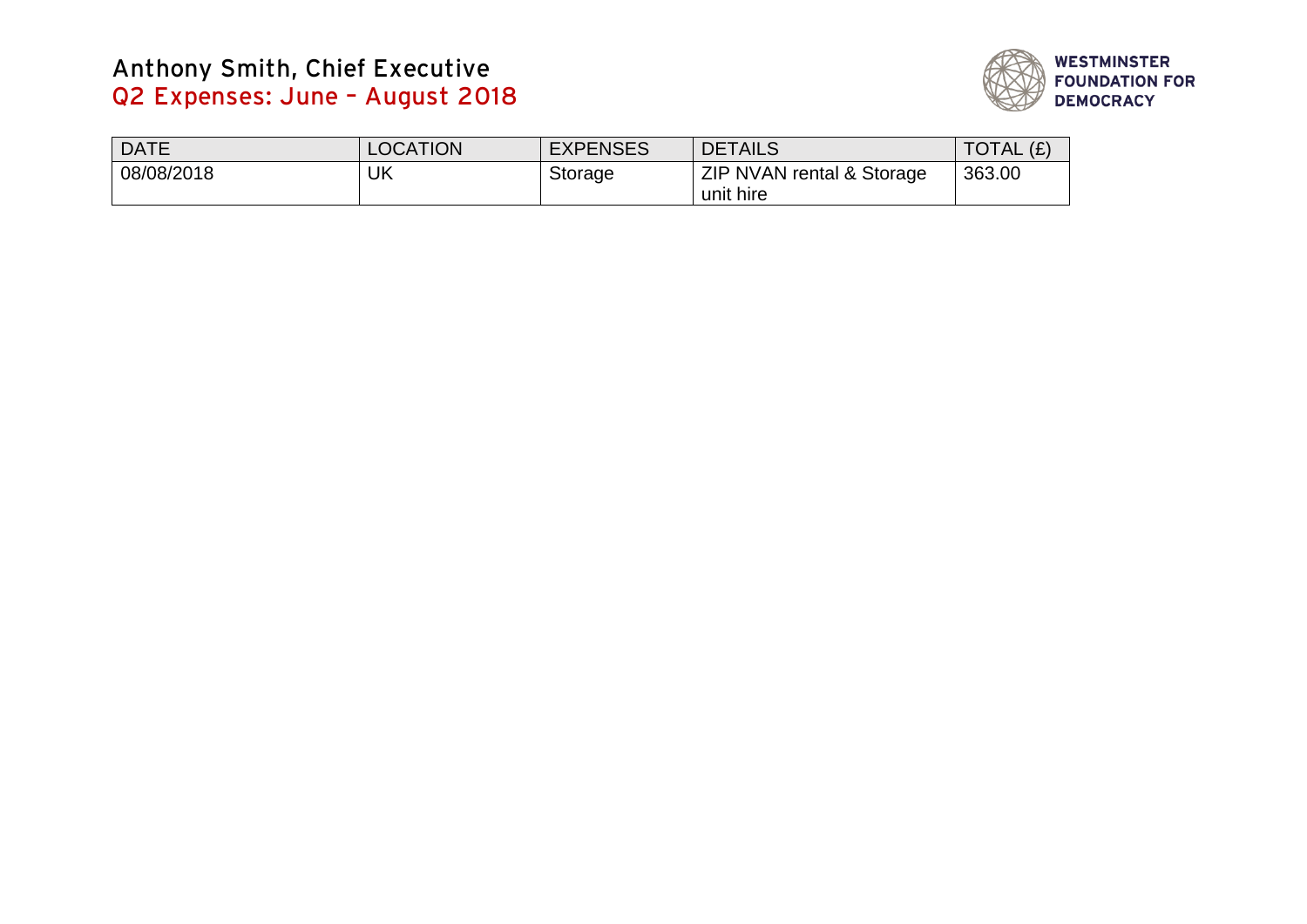# Anthony Smith, Chief Executive

## Q2 Expenses: June – August 2018

WESTMINSTER FOUNDATION FOR DEMOCRACY

| DATE | LOCATION | EXPENSES | DETAILS | TOTAL (£) |
|---|---|---|---|---|
| 08/08/2018 | UK | Storage | ZIP NVAN rental & Storage unit hire | 363.00 |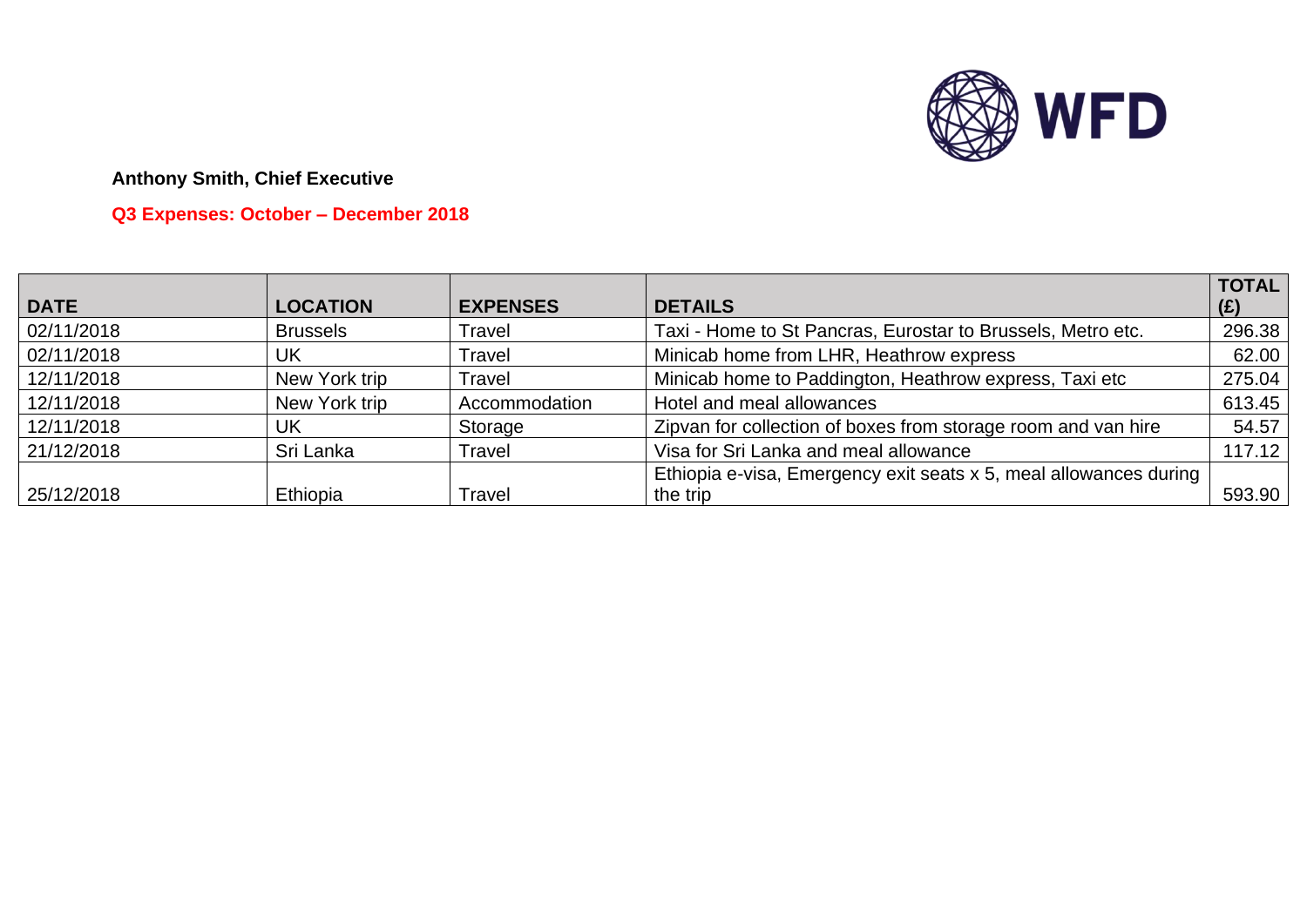WFD

**Anthony Smith, Chief Executive**

**Q3 Expenses: October – December 2018**

| DATE | LOCATION | EXPENSES | DETAILS | TOTAL (£) |
|---|---|---|---|---|
| 02/11/2018 | Brussels | Travel | Taxi - Home to St Pancras, Eurostar to Brussels, Metro etc. | 296.38 |
| 02/11/2018 | UK | Travel | Minicab home from LHR, Heathrow express | 62.00 |
| 12/11/2018 | New York trip | Travel | Minicab home to Paddington, Heathrow express, Taxi etc | 275.04 |
| 12/11/2018 | New York trip | Accommodation | Hotel and meal allowances | 613.45 |
| 12/11/2018 | UK | Storage | Zipvan for collection of boxes from storage room and van hire | 54.57 |
| 21/12/2018 | Sri Lanka | Travel | Visa for Sri Lanka and meal allowance | 117.12 |
| 25/12/2018 | Ethiopia | Travel | Ethiopia e-visa, Emergency exit seats x 5, meal allowances during the trip | 593.90 |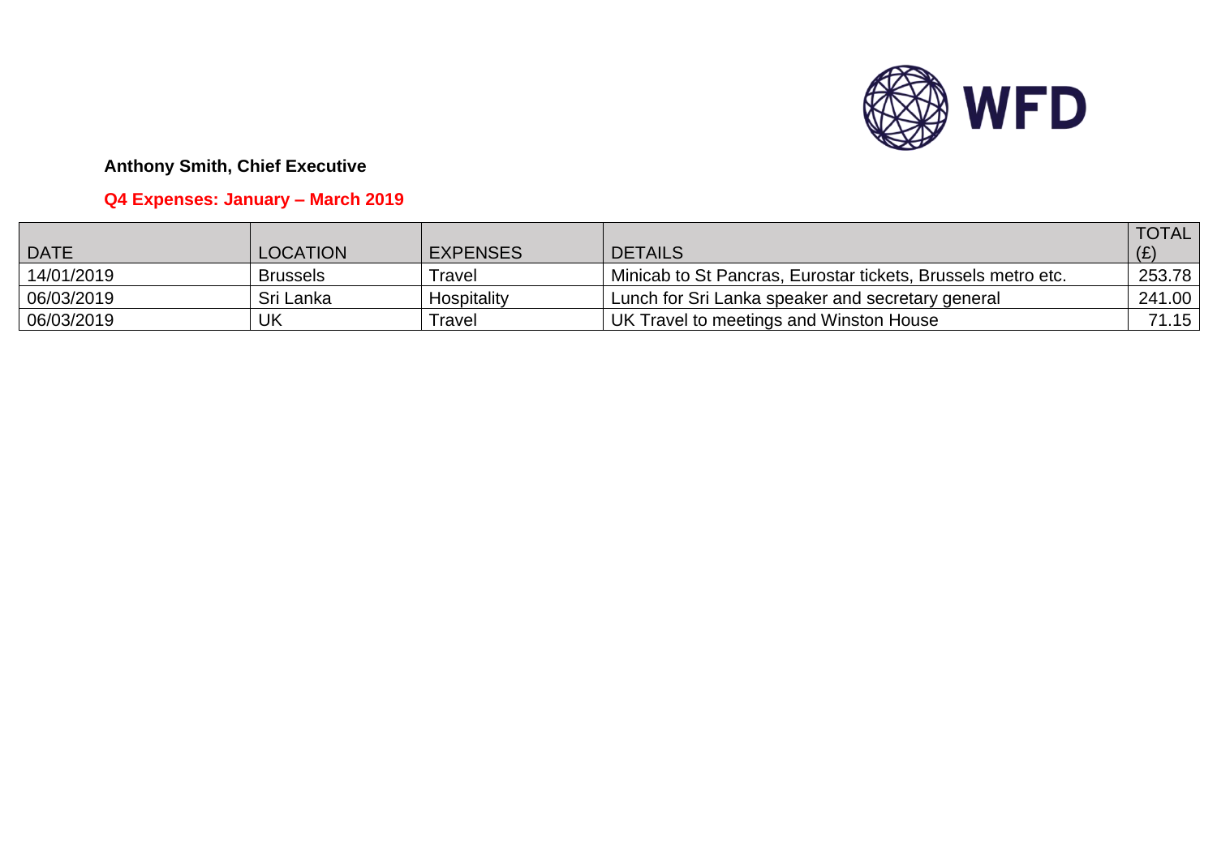WFD

**Anthony Smith, Chief Executive**

**Q4 Expenses: January – March 2019**

| DATE | LOCATION | EXPENSES | DETAILS | TOTAL (£) |
|---|---|---|---|---|
| 14/01/2019 | Brussels | Travel | Minicab to St Pancras, Eurostar tickets, Brussels metro etc. | 253.78 |
| 06/03/2019 | Sri Lanka | Hospitality | Lunch for Sri Lanka speaker and secretary general | 241.00 |
| 06/03/2019 | UK | Travel | UK Travel to meetings and Winston House | 71.15 |